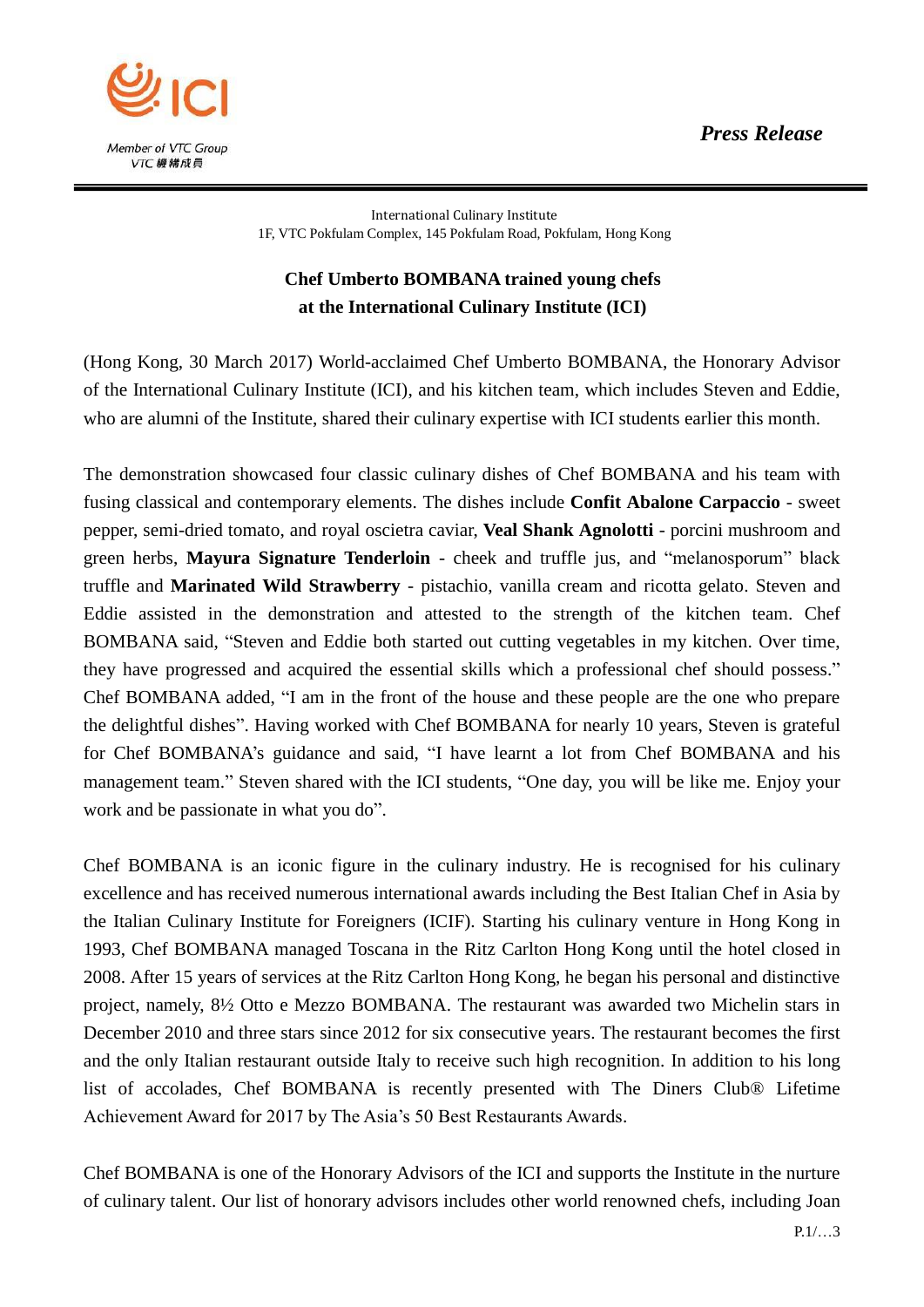*Press Release*

International Culinary Institute
1F, VTC Pokfulam Complex, 145 Pokfulam Road, Pokfulam, Hong Kong

## Chef Umberto BOMBANA trained young chefs at the International Culinary Institute (ICI)

(Hong Kong, 30 March 2017) World-acclaimed Chef Umberto BOMBANA, the Honorary Advisor of the International Culinary Institute (ICI), and his kitchen team, which includes Steven and Eddie, who are alumni of the Institute, shared their culinary expertise with ICI students earlier this month.

The demonstration showcased four classic culinary dishes of Chef BOMBANA and his team with fusing classical and contemporary elements. The dishes include **Confit Abalone Carpaccio** - sweet pepper, semi-dried tomato, and royal oscietra caviar, **Veal Shank Agnolotti** - porcini mushroom and green herbs, **Mayura Signature Tenderloin** - cheek and truffle jus, and "melanosporum" black truffle and **Marinated Wild Strawberry** - pistachio, vanilla cream and ricotta gelato. Steven and Eddie assisted in the demonstration and attested to the strength of the kitchen team. Chef BOMBANA said, "Steven and Eddie both started out cutting vegetables in my kitchen. Over time, they have progressed and acquired the essential skills which a professional chef should possess." Chef BOMBANA added, "I am in the front of the house and these people are the one who prepare the delightful dishes". Having worked with Chef BOMBANA for nearly 10 years, Steven is grateful for Chef BOMBANA's guidance and said, "I have learnt a lot from Chef BOMBANA and his management team." Steven shared with the ICI students, "One day, you will be like me. Enjoy your work and be passionate in what you do".

Chef BOMBANA is an iconic figure in the culinary industry. He is recognised for his culinary excellence and has received numerous international awards including the Best Italian Chef in Asia by the Italian Culinary Institute for Foreigners (ICIF). Starting his culinary venture in Hong Kong in 1993, Chef BOMBANA managed Toscana in the Ritz Carlton Hong Kong until the hotel closed in 2008. After 15 years of services at the Ritz Carlton Hong Kong, he began his personal and distinctive project, namely, 8½ Otto e Mezzo BOMBANA. The restaurant was awarded two Michelin stars in December 2010 and three stars since 2012 for six consecutive years. The restaurant becomes the first and the only Italian restaurant outside Italy to receive such high recognition. In addition to his long list of accolades, Chef BOMBANA is recently presented with The Diners Club® Lifetime Achievement Award for 2017 by The Asia's 50 Best Restaurants Awards.

Chef BOMBANA is one of the Honorary Advisors of the ICI and supports the Institute in the nurture of culinary talent. Our list of honorary advisors includes other world renowned chefs, including Joan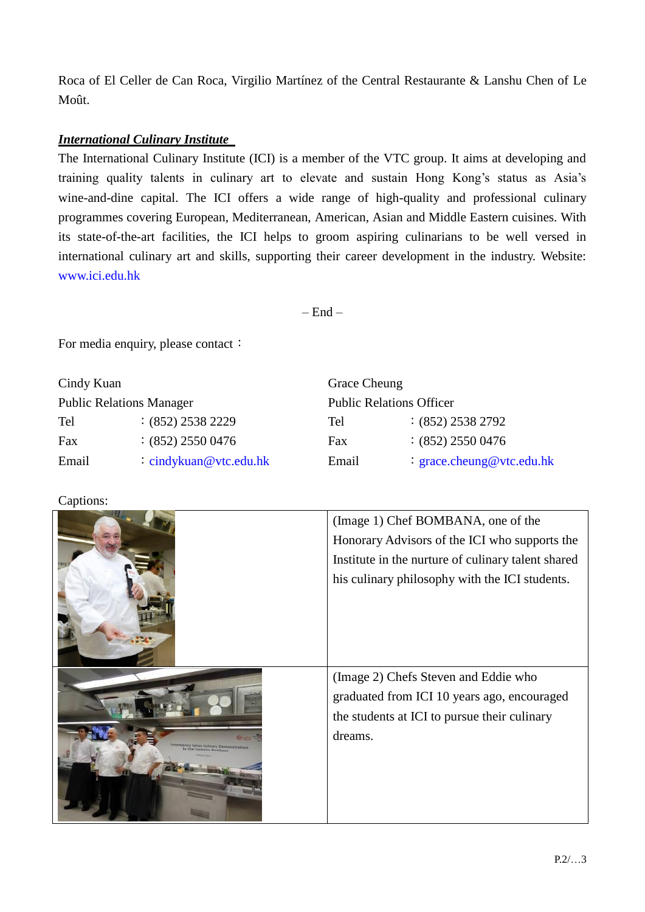Roca of El Celler de Can Roca, Virgilio Martínez of the Central Restaurante & Lanshu Chen of Le Moût.

***International Culinary Institute***

The International Culinary Institute (ICI) is a member of the VTC group. It aims at developing and training quality talents in culinary art to elevate and sustain Hong Kong's status as Asia's wine-and-dine capital. The ICI offers a wide range of high-quality and professional culinary programmes covering European, Mediterranean, American, Asian and Middle Eastern cuisines. With its state-of-the-art facilities, the ICI helps to groom aspiring culinarians to be well versed in international culinary art and skills, supporting their career development in the industry. Website: www.ici.edu.hk

– End –

For media enquiry, please contact：

| Cindy Kuan | | Grace Cheung | |
|---|---|---|---|
| Public Relations Manager | | Public Relations Officer | |
| Tel | : (852) 2538 2229 | Tel | : (852) 2538 2792 |
| Fax | : (852) 2550 0476 | Fax | : (852) 2550 0476 |
| Email | : cindykuan@vtc.edu.hk | Email | : grace.cheung@vtc.edu.hk |

Captions:

| | |
|---|---|
| | (Image 1) Chef BOMBANA, one of the Honorary Advisors of the ICI who supports the Institute in the nurture of culinary talent shared his culinary philosophy with the ICI students. |
| | (Image 2) Chefs Steven and Eddie who graduated from ICI 10 years ago, encouraged the students at ICI to pursue their culinary dreams. |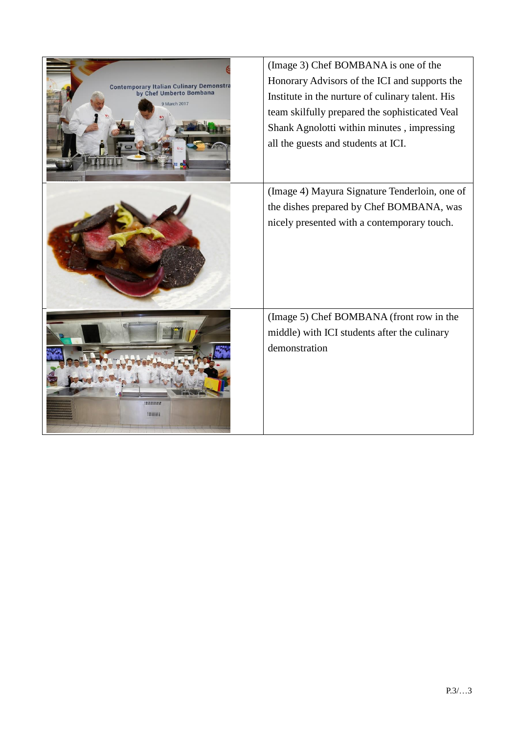| | |
|---|---|
| | (Image 3) Chef BOMBANA is one of the Honorary Advisors of the ICI and supports the Institute in the nurture of culinary talent. His team skilfully prepared the sophisticated Veal Shank Agnolotti within minutes , impressing all the guests and students at ICI. |
| | (Image 4) Mayura Signature Tenderloin, one of the dishes prepared by Chef BOMBANA, was nicely presented with a contemporary touch. |
| | (Image 5) Chef BOMBANA (front row in the middle) with ICI students after the culinary demonstration |